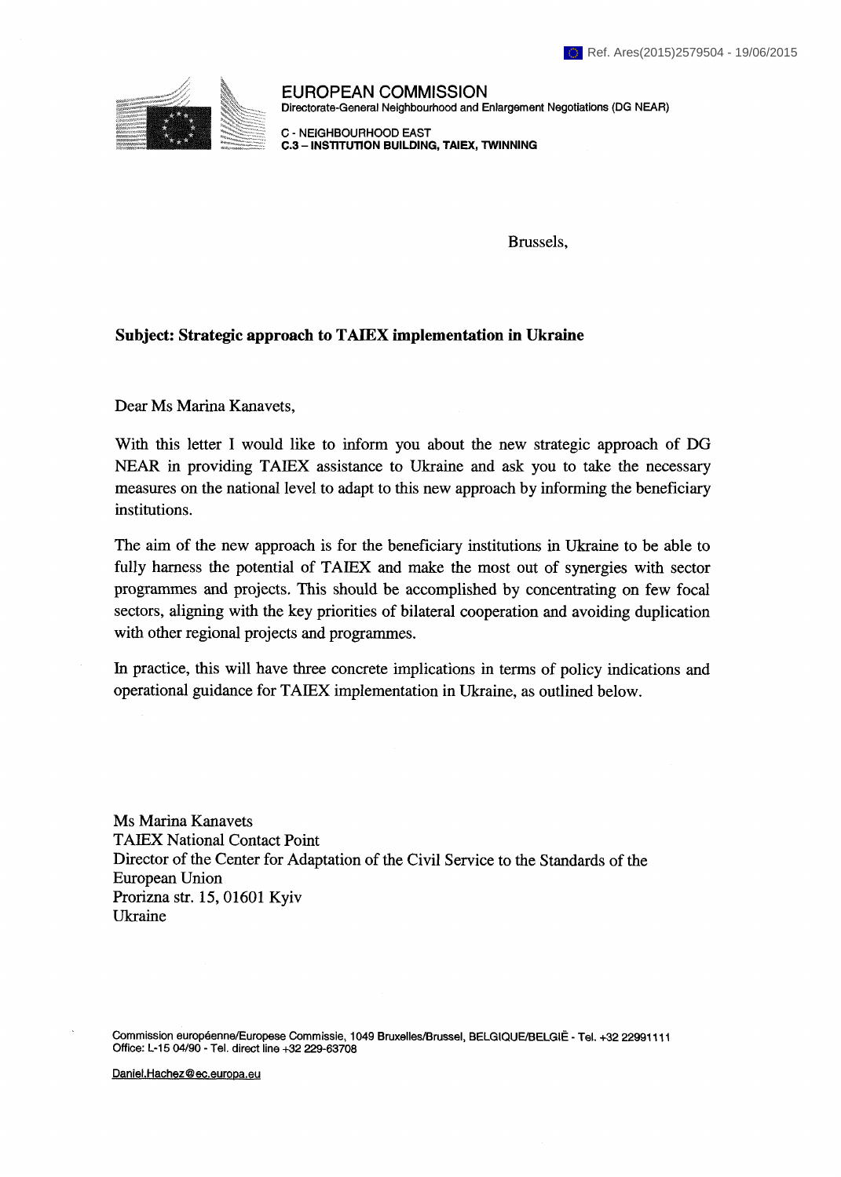Ref. Ares(2015)2579504 - 19/06/2015

EUROPEAN COMMISSION
Directorate-General Neighbourhood and Enlargement Negotiations (DG NEAR)

C - NEIGHBOURHOOD EAST
**C.3 – INSTITUTION BUILDING, TAIEX, TWINNING**

Brussels,

**Subject: Strategic approach to TAIEX implementation in Ukraine**

Dear Ms Marina Kanavets,

With this letter I would like to inform you about the new strategic approach of DG NEAR in providing TAIEX assistance to Ukraine and ask you to take the necessary measures on the national level to adapt to this new approach by informing the beneficiary institutions.

The aim of the new approach is for the beneficiary institutions in Ukraine to be able to fully harness the potential of TAIEX and make the most out of synergies with sector programmes and projects. This should be accomplished by concentrating on few focal sectors, aligning with the key priorities of bilateral cooperation and avoiding duplication with other regional projects and programmes.

In practice, this will have three concrete implications in terms of policy indications and operational guidance for TAIEX implementation in Ukraine, as outlined below.

Ms Marina Kanavets
TAIEX National Contact Point
Director of the Center for Adaptation of the Civil Service to the Standards of the European Union
Prorizna str. 15, 01601 Kyiv
Ukraine

Commission européenne/Europese Commissie, 1049 Bruxelles/Brussel, BELGIQUE/BELGIË - Tel. +32 22991111
Office: L-15 04/90 - Tel. direct line +32 229-63708

Daniel.Hachez@ec.europa.eu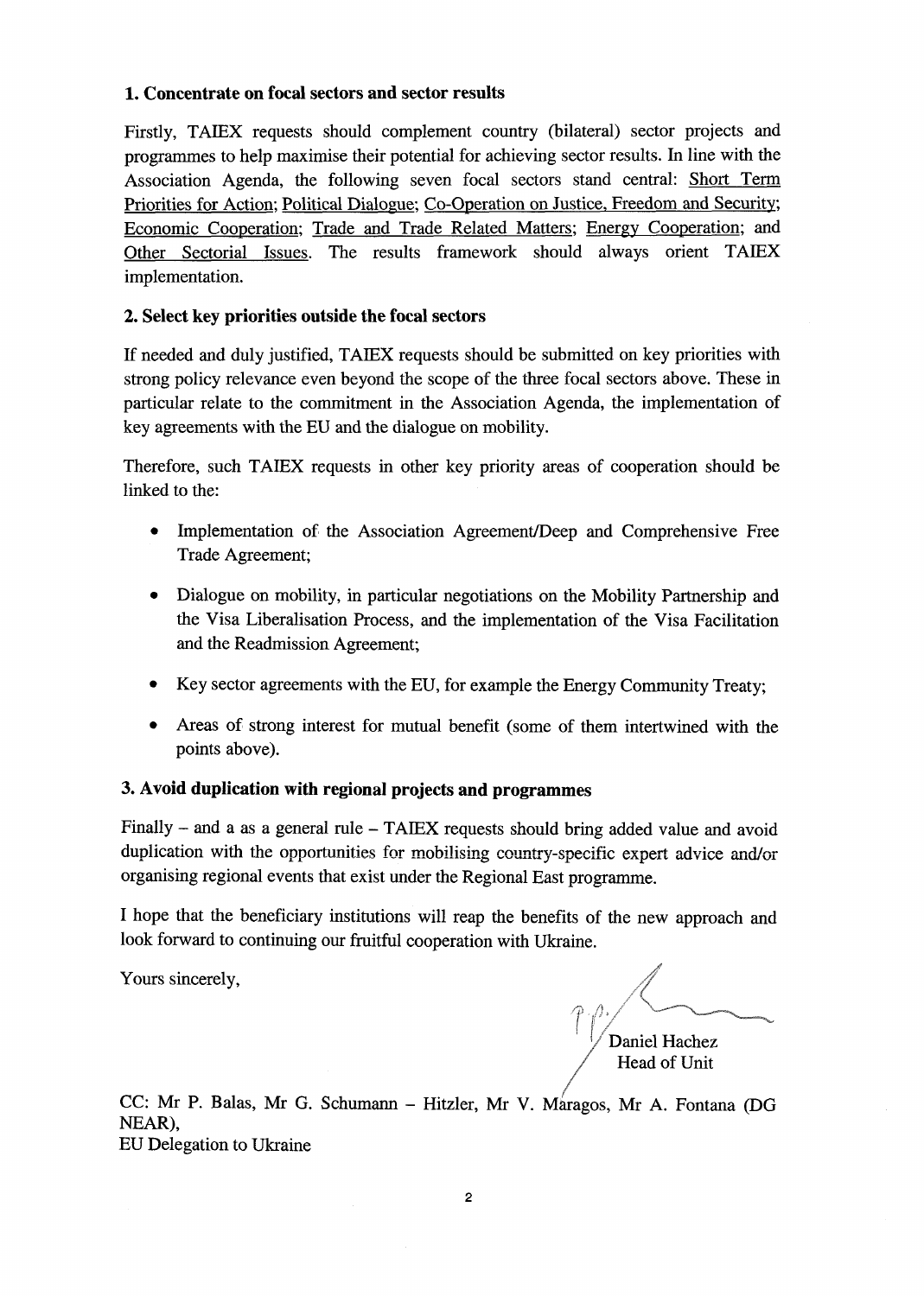### 1. Concentrate on focal sectors and sector results

Firstly, TAIEX requests should complement country (bilateral) sector projects and programmes to help maximise their potential for achieving sector results. In line with the Association Agenda, the following seven focal sectors stand central: Short Term Priorities for Action; Political Dialogue; Co-Operation on Justice, Freedom and Security; Economic Cooperation; Trade and Trade Related Matters; Energy Cooperation; and Other Sectorial Issues. The results framework should always orient TAIEX implementation.

### 2. Select key priorities outside the focal sectors

If needed and duly justified, TAIEX requests should be submitted on key priorities with strong policy relevance even beyond the scope of the three focal sectors above. These in particular relate to the commitment in the Association Agenda, the implementation of key agreements with the EU and the dialogue on mobility.

Therefore, such TAIEX requests in other key priority areas of cooperation should be linked to the:

- Implementation of the Association Agreement/Deep and Comprehensive Free Trade Agreement;
- Dialogue on mobility, in particular negotiations on the Mobility Partnership and the Visa Liberalisation Process, and the implementation of the Visa Facilitation and the Readmission Agreement;
- Key sector agreements with the EU, for example the Energy Community Treaty;
- Areas of strong interest for mutual benefit (some of them intertwined with the points above).

### 3. Avoid duplication with regional projects and programmes

Finally – and a as a general rule – TAIEX requests should bring added value and avoid duplication with the opportunities for mobilising country-specific expert advice and/or organising regional events that exist under the Regional East programme.

I hope that the beneficiary institutions will reap the benefits of the new approach and look forward to continuing our fruitful cooperation with Ukraine.

Yours sincerely,

p.p.

Daniel Hachez
Head of Unit

CC: Mr P. Balas, Mr G. Schumann – Hitzler, Mr V. Maragos, Mr A. Fontana (DG NEAR),
EU Delegation to Ukraine